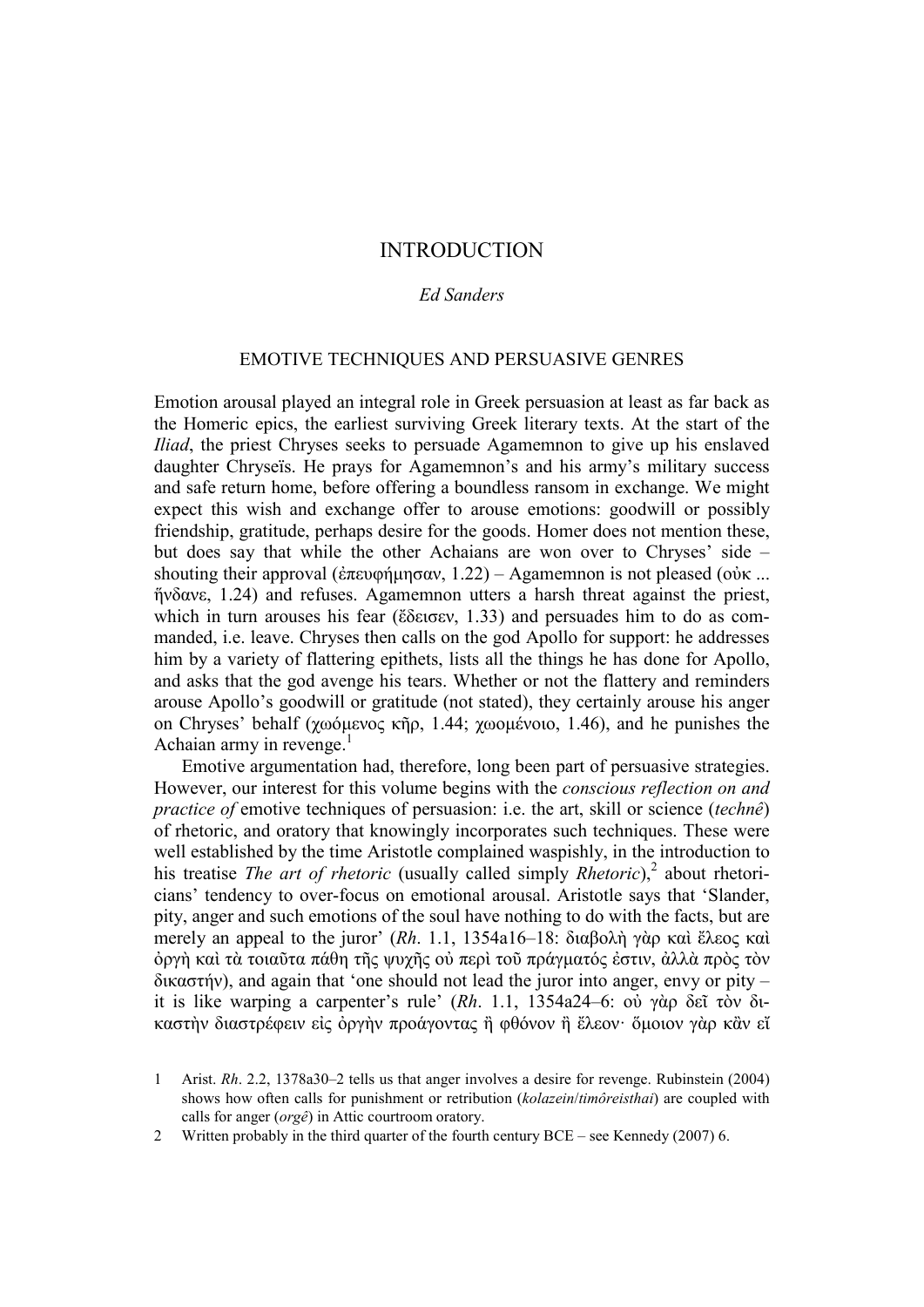# INTRODUCTION

*Ed Sanders*

## EMOTIVE TECHNIQUES AND PERSUASIVE GENRES

Emotion arousal played an integral role in Greek persuasion at least as far back as the Homeric epics, the earliest surviving Greek literary texts. At the start of the *Iliad*, the priest Chryses seeks to persuade Agamemnon to give up his enslaved daughter Chryseïs. He prays for Agamemnon's and his army's military success and safe return home, before offering a boundless ransom in exchange. We might expect this wish and exchange offer to arouse emotions: goodwill or possibly friendship, gratitude, perhaps desire for the goods. Homer does not mention these, but does say that while the other Achaians are won over to Chryses' side – shouting their approval (ἐπευφήμησαν, 1.22) – Agamemnon is not pleased (οὐκ ... ἥνδανε, 1.24) and refuses. Agamemnon utters a harsh threat against the priest, which in turn arouses his fear (ἔδεισεν, 1.33) and persuades him to do as commanded, i.e. leave. Chryses then calls on the god Apollo for support: he addresses him by a variety of flattering epithets, lists all the things he has done for Apollo, and asks that the god avenge his tears. Whether or not the flattery and reminders arouse Apollo's goodwill or gratitude (not stated), they certainly arouse his anger on Chryses' behalf (χωόμενος κῆρ, 1.44; χωομένοιο, 1.46), and he punishes the Achaian army in revenge.[1]

Emotive argumentation had, therefore, long been part of persuasive strategies. However, our interest for this volume begins with the *conscious reflection on and practice of* emotive techniques of persuasion: i.e. the art, skill or science (*technê*) of rhetoric, and oratory that knowingly incorporates such techniques. These were well established by the time Aristotle complained waspishly, in the introduction to his treatise *The art of rhetoric* (usually called simply *Rhetoric*),[2] about rhetoricians' tendency to over-focus on emotional arousal. Aristotle says that 'Slander, pity, anger and such emotions of the soul have nothing to do with the facts, but are merely an appeal to the juror' (*Rh*. 1.1, 1354a16–18: διαβολὴ γὰρ καὶ ἔλεος καὶ ὀργὴ καὶ τὰ τοιαῦτα πάθη τῆς ψυχῆς οὐ περὶ τοῦ πράγματός ἐστιν, ἀλλὰ πρὸς τὸν δικαστήν), and again that 'one should not lead the juror into anger, envy or pity – it is like warping a carpenter's rule' (*Rh*. 1.1, 1354a24–6: οὐ γὰρ δεῖ τὸν δικαστὴν διαστρέφειν εἰς ὀργὴν προάγοντας ἢ φθόνον ἢ ἔλεον· ὅμοιον γὰρ κἂν εἴ

1 Arist. *Rh*. 2.2, 1378a30–2 tells us that anger involves a desire for revenge. Rubinstein (2004) shows how often calls for punishment or retribution (*kolazein*/*timôreisthai*) are coupled with calls for anger (*orgê*) in Attic courtroom oratory.

2 Written probably in the third quarter of the fourth century BCE – see Kennedy (2007) 6.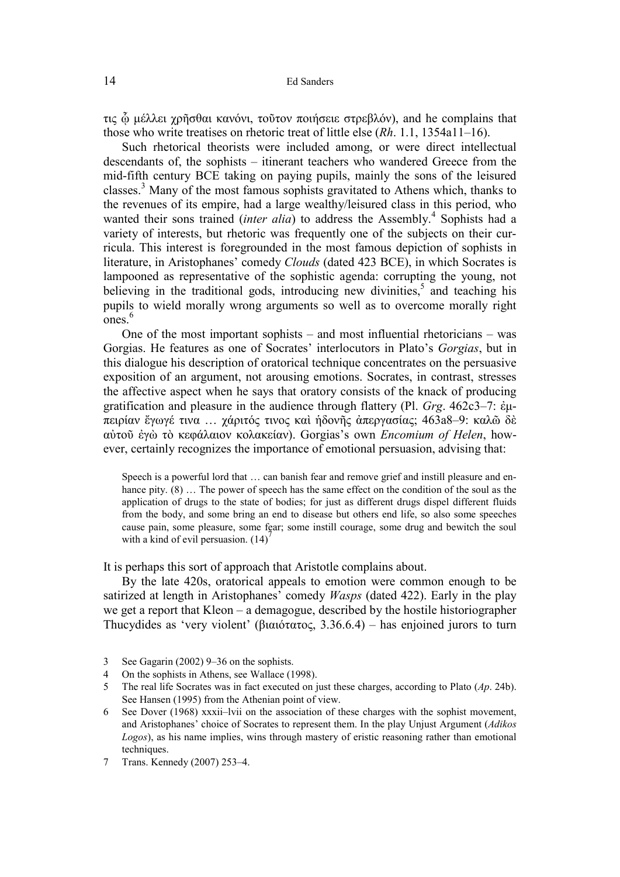τις ᾧ μέλλει χρῆσθαι κανόνι, τοῦτον ποιήσειε στρεβλόν), and he complains that those who write treatises on rhetoric treat of little else (*Rh*. 1.1, 1354a11–16).

Such rhetorical theorists were included among, or were direct intellectual descendants of, the sophists – itinerant teachers who wandered Greece from the mid-fifth century BCE taking on paying pupils, mainly the sons of the leisured classes.[3] Many of the most famous sophists gravitated to Athens which, thanks to the revenues of its empire, had a large wealthy/leisured class in this period, who wanted their sons trained (*inter alia*) to address the Assembly.[4] Sophists had a variety of interests, but rhetoric was frequently one of the subjects on their curricula. This interest is foregrounded in the most famous depiction of sophists in literature, in Aristophanes' comedy *Clouds* (dated 423 BCE), in which Socrates is lampooned as representative of the sophistic agenda: corrupting the young, not believing in the traditional gods, introducing new divinities,[5] and teaching his pupils to wield morally wrong arguments so well as to overcome morally right ones.[6]

One of the most important sophists – and most influential rhetoricians – was Gorgias. He features as one of Socrates' interlocutors in Plato's *Gorgias*, but in this dialogue his description of oratorical technique concentrates on the persuasive exposition of an argument, not arousing emotions. Socrates, in contrast, stresses the affective aspect when he says that oratory consists of the knack of producing gratification and pleasure in the audience through flattery (Pl. *Grg*. 462c3–7: ἐμπειρίαν ἔγωγέ τινα … χάριτός τινος καὶ ἡδονῆς ἀπεργασίας; 463a8–9: καλῶ δὲ αὐτοῦ ἐγὼ τὸ κεφάλαιον κολακείαν). Gorgias's own *Encomium of Helen*, however, certainly recognizes the importance of emotional persuasion, advising that:

> Speech is a powerful lord that … can banish fear and remove grief and instill pleasure and enhance pity. (8) … The power of speech has the same effect on the condition of the soul as the application of drugs to the state of bodies; for just as different drugs dispel different fluids from the body, and some bring an end to disease but others end life, so also some speeches cause pain, some pleasure, some fear; some instill courage, some drug and bewitch the soul with a kind of evil persuasion. (14)[7]

It is perhaps this sort of approach that Aristotle complains about.

By the late 420s, oratorical appeals to emotion were common enough to be satirized at length in Aristophanes' comedy *Wasps* (dated 422). Early in the play we get a report that Kleon – a demagogue, described by the hostile historiographer Thucydides as 'very violent' (βιαιότατος, 3.36.6.4) – has enjoined jurors to turn

---

3 See Gagarin (2002) 9–36 on the sophists.

4 On the sophists in Athens, see Wallace (1998).

5 The real life Socrates was in fact executed on just these charges, according to Plato (*Ap*. 24b). See Hansen (1995) from the Athenian point of view.

6 See Dover (1968) xxxii–lvii on the association of these charges with the sophist movement, and Aristophanes' choice of Socrates to represent them. In the play Unjust Argument (*Adikos Logos*), as his name implies, wins through mastery of eristic reasoning rather than emotional techniques.

7 Trans. Kennedy (2007) 253–4.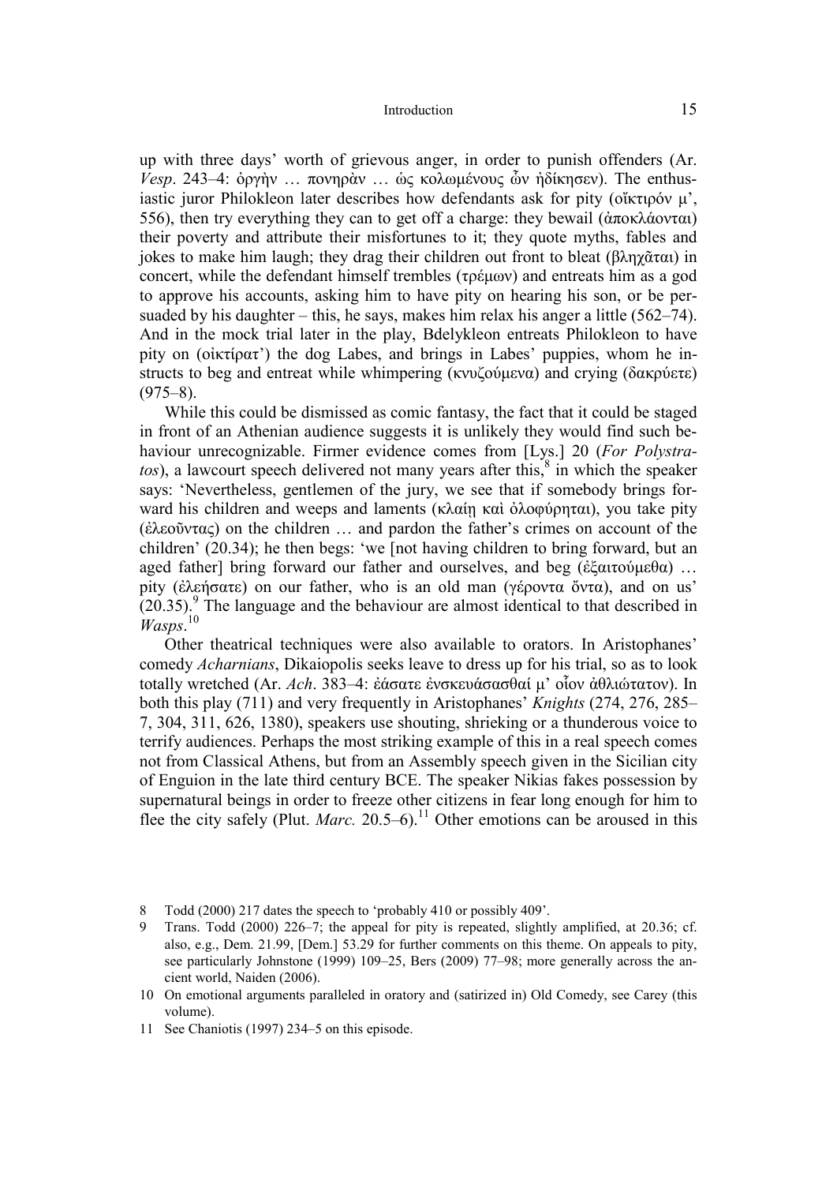up with three days' worth of grievous anger, in order to punish offenders (Ar. *Vesp*. 243–4: ὀργὴν … πονηρὰν … ὡς κολωμένους ὧν ἠδίκησεν). The enthusiastic juror Philokleon later describes how defendants ask for pity (οἴκτιρόν μ', 556), then try everything they can to get off a charge: they bewail (ἀποκλάονται) their poverty and attribute their misfortunes to it; they quote myths, fables and jokes to make him laugh; they drag their children out front to bleat (βληχᾶται) in concert, while the defendant himself trembles (τρέμων) and entreats him as a god to approve his accounts, asking him to have pity on hearing his son, or be persuaded by his daughter – this, he says, makes him relax his anger a little (562–74). And in the mock trial later in the play, Bdelykleon entreats Philokleon to have pity on (οἰκτίρατ') the dog Labes, and brings in Labes' puppies, whom he instructs to beg and entreat while whimpering (κνυζούμενα) and crying (δακρύετε) (975–8).

While this could be dismissed as comic fantasy, the fact that it could be staged in front of an Athenian audience suggests it is unlikely they would find such behaviour unrecognizable. Firmer evidence comes from [Lys.] 20 (*For Polystratos*), a lawcourt speech delivered not many years after this,[8] in which the speaker says: 'Nevertheless, gentlemen of the jury, we see that if somebody brings forward his children and weeps and laments (κλαίῃ καὶ ὀλοφύρηται), you take pity (ἐλεοῦντας) on the children … and pardon the father's crimes on account of the children' (20.34); he then begs: 'we [not having children to bring forward, but an aged father] bring forward our father and ourselves, and beg (ἐξαιτούμεθα) … pity (ἐλεήσατε) on our father, who is an old man (γέροντα ὄντα), and on us' (20.35).[9] The language and the behaviour are almost identical to that described in *Wasps*.[10]

Other theatrical techniques were also available to orators. In Aristophanes' comedy *Acharnians*, Dikaiopolis seeks leave to dress up for his trial, so as to look totally wretched (Ar. *Ach*. 383–4: ἐάσατε ἐνσκευάσασθαί μ' οἷον ἀθλιώτατον). In both this play (711) and very frequently in Aristophanes' *Knights* (274, 276, 285–7, 304, 311, 626, 1380), speakers use shouting, shrieking or a thunderous voice to terrify audiences. Perhaps the most striking example of this in a real speech comes not from Classical Athens, but from an Assembly speech given in the Sicilian city of Enguion in the late third century BCE. The speaker Nikias fakes possession by supernatural beings in order to freeze other citizens in fear long enough for him to flee the city safely (Plut. *Marc.* 20.5–6).[11] Other emotions can be aroused in this

---

8 Todd (2000) 217 dates the speech to 'probably 410 or possibly 409'.

9 Trans. Todd (2000) 226–7; the appeal for pity is repeated, slightly amplified, at 20.36; cf. also, e.g., Dem. 21.99, [Dem.] 53.29 for further comments on this theme. On appeals to pity, see particularly Johnstone (1999) 109–25, Bers (2009) 77–98; more generally across the ancient world, Naiden (2006).

10 On emotional arguments paralleled in oratory and (satirized in) Old Comedy, see Carey (this volume).

11 See Chaniotis (1997) 234–5 on this episode.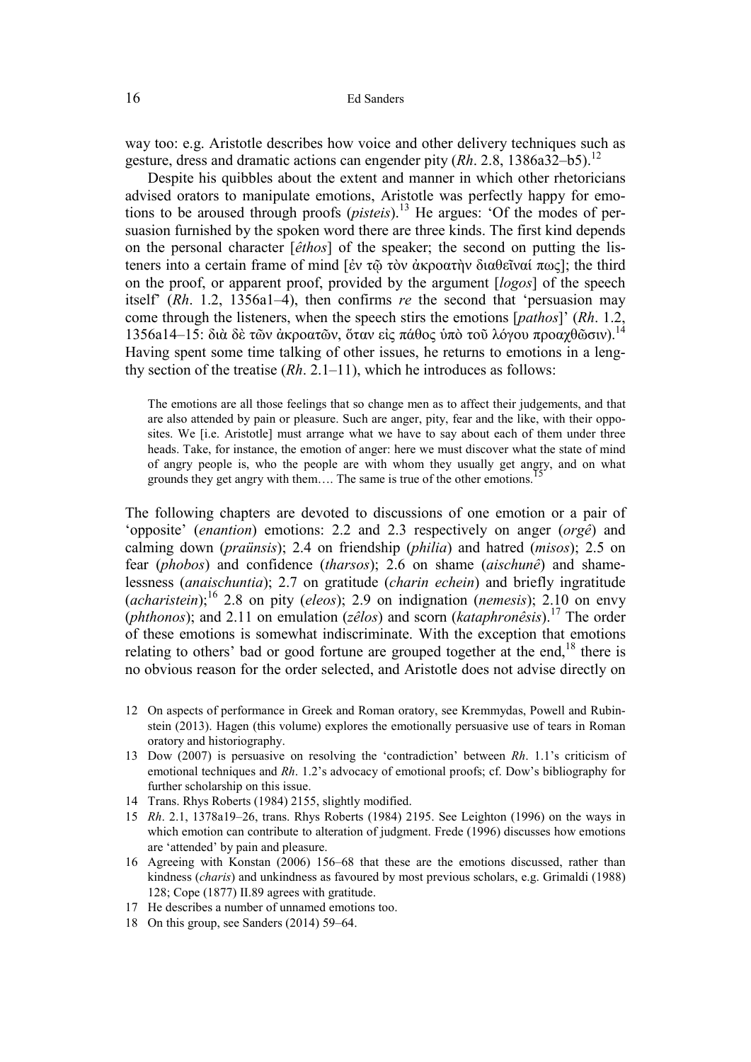way too: e.g. Aristotle describes how voice and other delivery techniques such as gesture, dress and dramatic actions can engender pity (*Rh*. 2.8, 1386a32–b5).[12]

Despite his quibbles about the extent and manner in which other rhetoricians advised orators to manipulate emotions, Aristotle was perfectly happy for emotions to be aroused through proofs (*pisteis*).[13] He argues: 'Of the modes of persuasion furnished by the spoken word there are three kinds. The first kind depends on the personal character [*êthos*] of the speaker; the second on putting the listeners into a certain frame of mind [ἐν τῷ τὸν ἀκροατὴν διαθεῖναί πως]; the third on the proof, or apparent proof, provided by the argument [*logos*] of the speech itself' (*Rh*. 1.2, 1356a1–4), then confirms *re* the second that 'persuasion may come through the listeners, when the speech stirs the emotions [*pathos*]' (*Rh*. 1.2, 1356a14–15: διὰ δὲ τῶν ἀκροατῶν, ὅταν εἰς πάθος ὑπὸ τοῦ λόγου προαχθῶσιν).[14] Having spent some time talking of other issues, he returns to emotions in a lengthy section of the treatise (*Rh*. 2.1–11), which he introduces as follows:

> The emotions are all those feelings that so change men as to affect their judgements, and that are also attended by pain or pleasure. Such are anger, pity, fear and the like, with their opposites. We [i.e. Aristotle] must arrange what we have to say about each of them under three heads. Take, for instance, the emotion of anger: here we must discover what the state of mind of angry people is, who the people are with whom they usually get angry, and on what grounds they get angry with them…. The same is true of the other emotions.[15]

The following chapters are devoted to discussions of one emotion or a pair of 'opposite' (*enantion*) emotions: 2.2 and 2.3 respectively on anger (*orgê*) and calming down (*praünsis*); 2.4 on friendship (*philia*) and hatred (*misos*); 2.5 on fear (*phobos*) and confidence (*tharsos*); 2.6 on shame (*aischunê*) and shamelessness (*anaischuntia*); 2.7 on gratitude (*charin echein*) and briefly ingratitude (*acharistein*);[16] 2.8 on pity (*eleos*); 2.9 on indignation (*nemesis*); 2.10 on envy (*phthonos*); and 2.11 on emulation (*zêlos*) and scorn (*kataphronêsis*).[17] The order of these emotions is somewhat indiscriminate. With the exception that emotions relating to others' bad or good fortune are grouped together at the end,[18] there is no obvious reason for the order selected, and Aristotle does not advise directly on

12 On aspects of performance in Greek and Roman oratory, see Kremmydas, Powell and Rubinstein (2013). Hagen (this volume) explores the emotionally persuasive use of tears in Roman oratory and historiography.

13 Dow (2007) is persuasive on resolving the 'contradiction' between *Rh*. 1.1's criticism of emotional techniques and *Rh*. 1.2's advocacy of emotional proofs; cf. Dow's bibliography for further scholarship on this issue.

14 Trans. Rhys Roberts (1984) 2155, slightly modified.

15 *Rh*. 2.1, 1378a19–26, trans. Rhys Roberts (1984) 2195. See Leighton (1996) on the ways in which emotion can contribute to alteration of judgment. Frede (1996) discusses how emotions are 'attended' by pain and pleasure.

16 Agreeing with Konstan (2006) 156–68 that these are the emotions discussed, rather than kindness (*charis*) and unkindness as favoured by most previous scholars, e.g. Grimaldi (1988) 128; Cope (1877) II.89 agrees with gratitude.

17 He describes a number of unnamed emotions too.

18 On this group, see Sanders (2014) 59–64.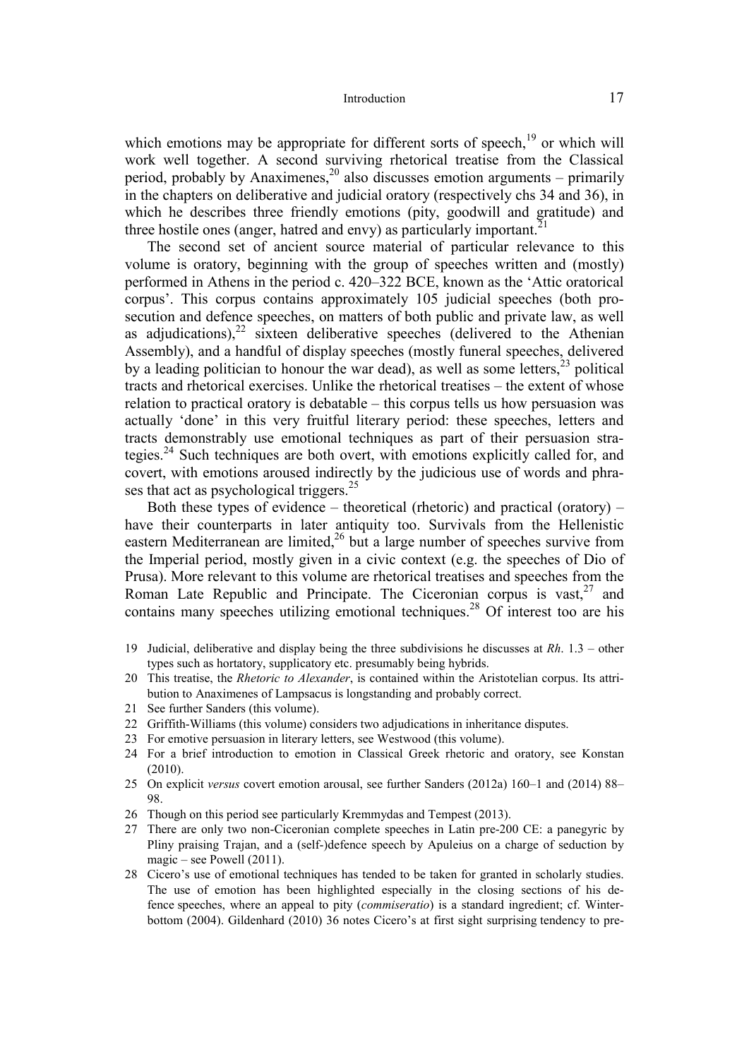which emotions may be appropriate for different sorts of speech,[19] or which will work well together. A second surviving rhetorical treatise from the Classical period, probably by Anaximenes,[20] also discusses emotion arguments – primarily in the chapters on deliberative and judicial oratory (respectively chs 34 and 36), in which he describes three friendly emotions (pity, goodwill and gratitude) and three hostile ones (anger, hatred and envy) as particularly important.[21]

The second set of ancient source material of particular relevance to this volume is oratory, beginning with the group of speeches written and (mostly) performed in Athens in the period c. 420–322 BCE, known as the 'Attic oratorical corpus'. This corpus contains approximately 105 judicial speeches (both prosecution and defence speeches, on matters of both public and private law, as well as adjudications),[22] sixteen deliberative speeches (delivered to the Athenian Assembly), and a handful of display speeches (mostly funeral speeches, delivered by a leading politician to honour the war dead), as well as some letters,[23] political tracts and rhetorical exercises. Unlike the rhetorical treatises – the extent of whose relation to practical oratory is debatable – this corpus tells us how persuasion was actually 'done' in this very fruitful literary period: these speeches, letters and tracts demonstrably use emotional techniques as part of their persuasion strategies.[24] Such techniques are both overt, with emotions explicitly called for, and covert, with emotions aroused indirectly by the judicious use of words and phrases that act as psychological triggers.[25]

Both these types of evidence – theoretical (rhetoric) and practical (oratory) – have their counterparts in later antiquity too. Survivals from the Hellenistic eastern Mediterranean are limited,[26] but a large number of speeches survive from the Imperial period, mostly given in a civic context (e.g. the speeches of Dio of Prusa). More relevant to this volume are rhetorical treatises and speeches from the Roman Late Republic and Principate. The Ciceronian corpus is vast,[27] and contains many speeches utilizing emotional techniques.[28] Of interest too are his

19 Judicial, deliberative and display being the three subdivisions he discusses at *Rh*. 1.3 – other types such as hortatory, supplicatory etc. presumably being hybrids.

20 This treatise, the *Rhetoric to Alexander*, is contained within the Aristotelian corpus. Its attribution to Anaximenes of Lampsacus is longstanding and probably correct.

21 See further Sanders (this volume).

22 Griffith-Williams (this volume) considers two adjudications in inheritance disputes.

23 For emotive persuasion in literary letters, see Westwood (this volume).

24 For a brief introduction to emotion in Classical Greek rhetoric and oratory, see Konstan (2010).

25 On explicit *versus* covert emotion arousal, see further Sanders (2012a) 160–1 and (2014) 88–98.

26 Though on this period see particularly Kremmydas and Tempest (2013).

27 There are only two non-Ciceronian complete speeches in Latin pre-200 CE: a panegyric by Pliny praising Trajan, and a (self-)defence speech by Apuleius on a charge of seduction by magic – see Powell (2011).

28 Cicero's use of emotional techniques has tended to be taken for granted in scholarly studies. The use of emotion has been highlighted especially in the closing sections of his defence speeches, where an appeal to pity (*commiseratio*) is a standard ingredient; cf. Winterbottom (2004). Gildenhard (2010) 36 notes Cicero's at first sight surprising tendency to pre-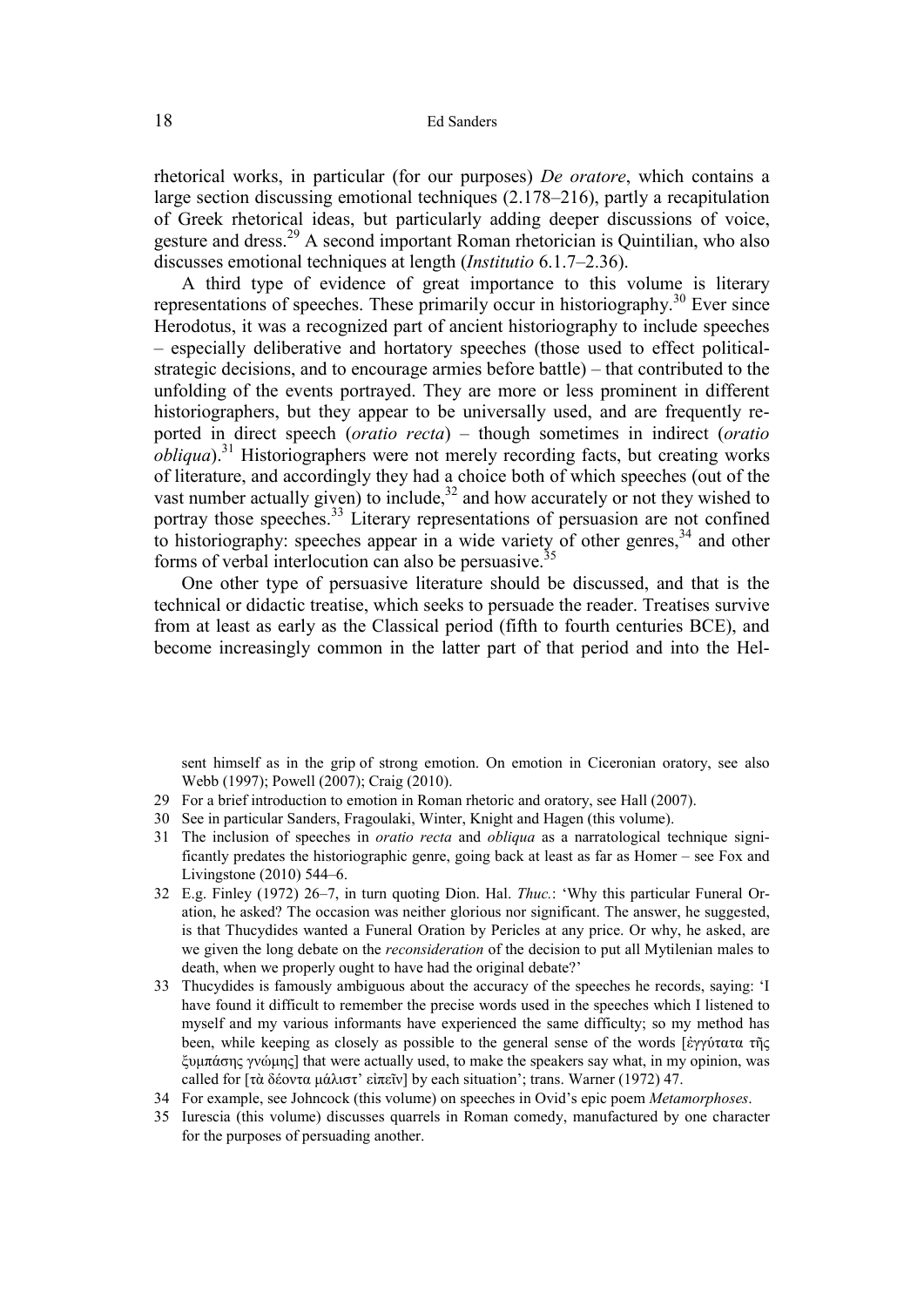rhetorical works, in particular (for our purposes) *De oratore*, which contains a large section discussing emotional techniques (2.178–216), partly a recapitulation of Greek rhetorical ideas, but particularly adding deeper discussions of voice, gesture and dress.[29] A second important Roman rhetorician is Quintilian, who also discusses emotional techniques at length (*Institutio* 6.1.7–2.36).

A third type of evidence of great importance to this volume is literary representations of speeches. These primarily occur in historiography.[30] Ever since Herodotus, it was a recognized part of ancient historiography to include speeches – especially deliberative and hortatory speeches (those used to effect political-strategic decisions, and to encourage armies before battle) – that contributed to the unfolding of the events portrayed. They are more or less prominent in different historiographers, but they appear to be universally used, and are frequently reported in direct speech (*oratio recta*) – though sometimes in indirect (*oratio obliqua*).[31] Historiographers were not merely recording facts, but creating works of literature, and accordingly they had a choice both of which speeches (out of the vast number actually given) to include,[32] and how accurately or not they wished to portray those speeches.[33] Literary representations of persuasion are not confined to historiography: speeches appear in a wide variety of other genres,[34] and other forms of verbal interlocution can also be persuasive.[35]

One other type of persuasive literature should be discussed, and that is the technical or didactic treatise, which seeks to persuade the reader. Treatises survive from at least as early as the Classical period (fifth to fourth centuries BCE), and become increasingly common in the latter part of that period and into the Hel-

sent himself as in the grip of strong emotion. On emotion in Ciceronian oratory, see also Webb (1997); Powell (2007); Craig (2010).

29 For a brief introduction to emotion in Roman rhetoric and oratory, see Hall (2007).

30 See in particular Sanders, Fragoulaki, Winter, Knight and Hagen (this volume).

31 The inclusion of speeches in *oratio recta* and *obliqua* as a narratological technique significantly predates the historiographic genre, going back at least as far as Homer – see Fox and Livingstone (2010) 544–6.

32 E.g. Finley (1972) 26–7, in turn quoting Dion. Hal. *Thuc.*: 'Why this particular Funeral Oration, he asked? The occasion was neither glorious nor significant. The answer, he suggested, is that Thucydides wanted a Funeral Oration by Pericles at any price. Or why, he asked, are we given the long debate on the *reconsideration* of the decision to put all Mytilenian males to death, when we properly ought to have had the original debate?'

33 Thucydides is famously ambiguous about the accuracy of the speeches he records, saying: 'I have found it difficult to remember the precise words used in the speeches which I listened to myself and my various informants have experienced the same difficulty; so my method has been, while keeping as closely as possible to the general sense of the words [ἐγγύτατα τῆς ξυμπάσης γνώμης] that were actually used, to make the speakers say what, in my opinion, was called for [τὰ δέοντα μάλιστ' εἰπεῖν] by each situation'; trans. Warner (1972) 47.

34 For example, see Johncock (this volume) on speeches in Ovid's epic poem *Metamorphoses*.

35 Iurescia (this volume) discusses quarrels in Roman comedy, manufactured by one character for the purposes of persuading another.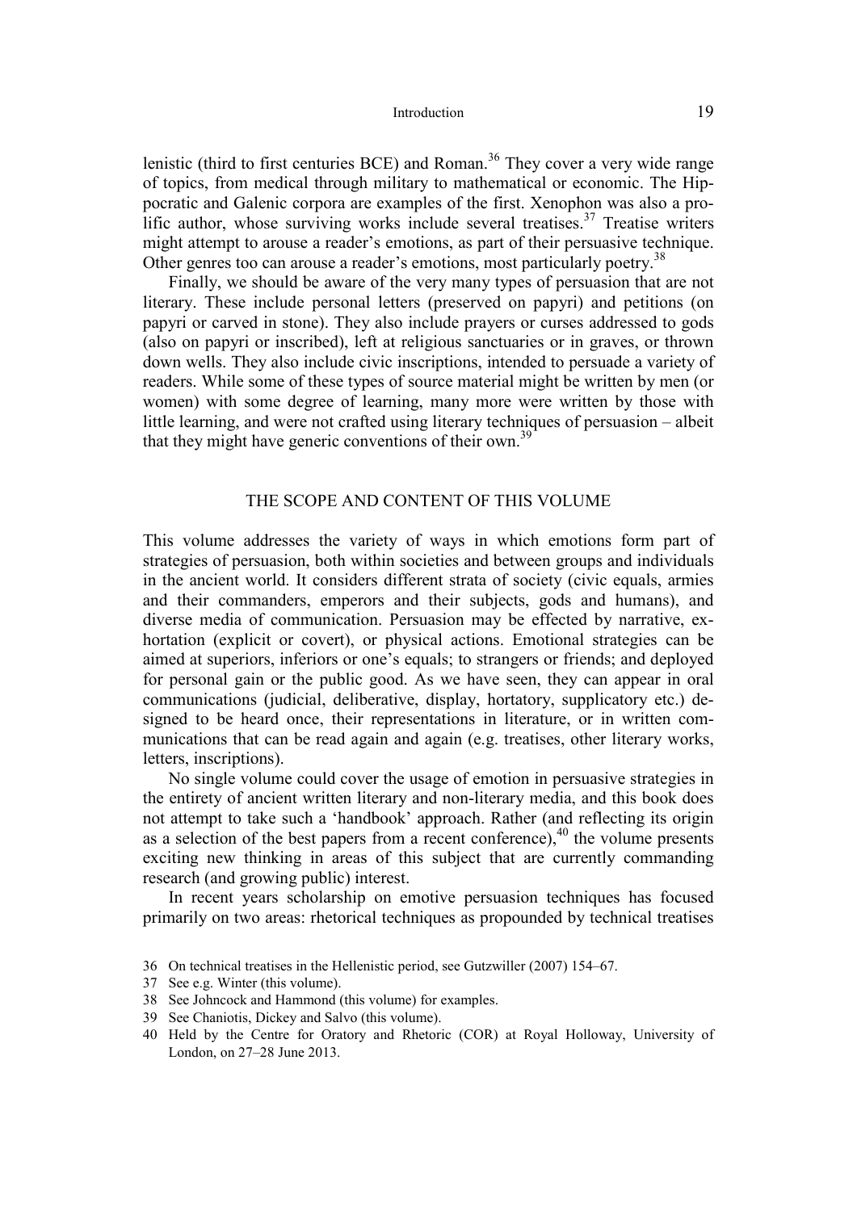lenistic (third to first centuries BCE) and Roman.[36] They cover a very wide range of topics, from medical through military to mathematical or economic. The Hippocratic and Galenic corpora are examples of the first. Xenophon was also a prolific author, whose surviving works include several treatises.[37] Treatise writers might attempt to arouse a reader's emotions, as part of their persuasive technique. Other genres too can arouse a reader's emotions, most particularly poetry.[38]

Finally, we should be aware of the very many types of persuasion that are not literary. These include personal letters (preserved on papyri) and petitions (on papyri or carved in stone). They also include prayers or curses addressed to gods (also on papyri or inscribed), left at religious sanctuaries or in graves, or thrown down wells. They also include civic inscriptions, intended to persuade a variety of readers. While some of these types of source material might be written by men (or women) with some degree of learning, many more were written by those with little learning, and were not crafted using literary techniques of persuasion – albeit that they might have generic conventions of their own.[39]

## THE SCOPE AND CONTENT OF THIS VOLUME

This volume addresses the variety of ways in which emotions form part of strategies of persuasion, both within societies and between groups and individuals in the ancient world. It considers different strata of society (civic equals, armies and their commanders, emperors and their subjects, gods and humans), and diverse media of communication. Persuasion may be effected by narrative, exhortation (explicit or covert), or physical actions. Emotional strategies can be aimed at superiors, inferiors or one's equals; to strangers or friends; and deployed for personal gain or the public good. As we have seen, they can appear in oral communications (judicial, deliberative, display, hortatory, supplicatory etc.) designed to be heard once, their representations in literature, or in written communications that can be read again and again (e.g. treatises, other literary works, letters, inscriptions).

No single volume could cover the usage of emotion in persuasive strategies in the entirety of ancient written literary and non-literary media, and this book does not attempt to take such a 'handbook' approach. Rather (and reflecting its origin as a selection of the best papers from a recent conference),[40] the volume presents exciting new thinking in areas of this subject that are currently commanding research (and growing public) interest.

In recent years scholarship on emotive persuasion techniques has focused primarily on two areas: rhetorical techniques as propounded by technical treatises

36 On technical treatises in the Hellenistic period, see Gutzwiller (2007) 154–67.

37 See e.g. Winter (this volume).

38 See Johncock and Hammond (this volume) for examples.

39 See Chaniotis, Dickey and Salvo (this volume).

40 Held by the Centre for Oratory and Rhetoric (COR) at Royal Holloway, University of London, on 27–28 June 2013.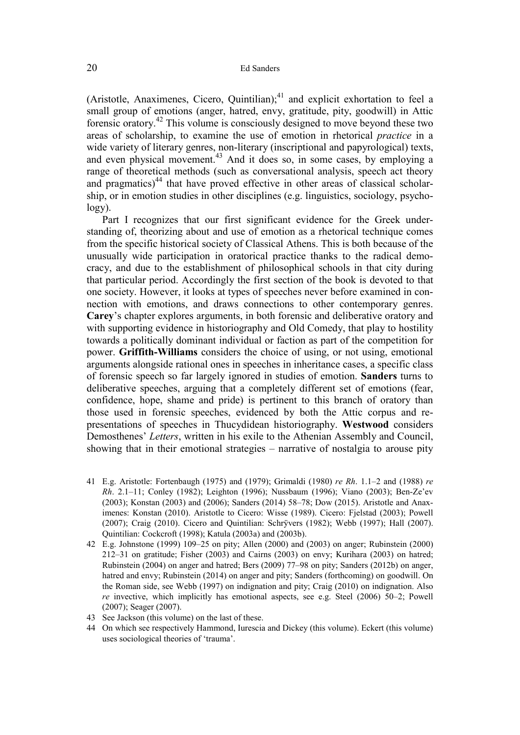(Aristotle, Anaximenes, Cicero, Quintilian);[41] and explicit exhortation to feel a small group of emotions (anger, hatred, envy, gratitude, pity, goodwill) in Attic forensic oratory.[42] This volume is consciously designed to move beyond these two areas of scholarship, to examine the use of emotion in rhetorical *practice* in a wide variety of literary genres, non-literary (inscriptional and papyrological) texts, and even physical movement.[43] And it does so, in some cases, by employing a range of theoretical methods (such as conversational analysis, speech act theory and pragmatics)[44] that have proved effective in other areas of classical scholarship, or in emotion studies in other disciplines (e.g. linguistics, sociology, psychology).

Part I recognizes that our first significant evidence for the Greek understanding of, theorizing about and use of emotion as a rhetorical technique comes from the specific historical society of Classical Athens. This is both because of the unusually wide participation in oratorical practice thanks to the radical democracy, and due to the establishment of philosophical schools in that city during that particular period. Accordingly the first section of the book is devoted to that one society. However, it looks at types of speeches never before examined in connection with emotions, and draws connections to other contemporary genres. **Carey**'s chapter explores arguments, in both forensic and deliberative oratory and with supporting evidence in historiography and Old Comedy, that play to hostility towards a politically dominant individual or faction as part of the competition for power. **Griffith-Williams** considers the choice of using, or not using, emotional arguments alongside rational ones in speeches in inheritance cases, a specific class of forensic speech so far largely ignored in studies of emotion. **Sanders** turns to deliberative speeches, arguing that a completely different set of emotions (fear, confidence, hope, shame and pride) is pertinent to this branch of oratory than those used in forensic speeches, evidenced by both the Attic corpus and representations of speeches in Thucydidean historiography. **Westwood** considers Demosthenes' *Letters*, written in his exile to the Athenian Assembly and Council, showing that in their emotional strategies – narrative of nostalgia to arouse pity

41 E.g. Aristotle: Fortenbaugh (1975) and (1979); Grimaldi (1980) *re Rh*. 1.1–2 and (1988) *re Rh*. 2.1–11; Conley (1982); Leighton (1996); Nussbaum (1996); Viano (2003); Ben-Ze'ev (2003); Konstan (2003) and (2006); Sanders (2014) 58–78; Dow (2015). Aristotle and Anaximenes: Konstan (2010). Aristotle to Cicero: Wisse (1989). Cicero: Fjelstad (2003); Powell (2007); Craig (2010). Cicero and Quintilian: Schrÿvers (1982); Webb (1997); Hall (2007). Quintilian: Cockcroft (1998); Katula (2003a) and (2003b).

42 E.g. Johnstone (1999) 109–25 on pity; Allen (2000) and (2003) on anger; Rubinstein (2000) 212–31 on gratitude; Fisher (2003) and Cairns (2003) on envy; Kurihara (2003) on hatred; Rubinstein (2004) on anger and hatred; Bers (2009) 77–98 on pity; Sanders (2012b) on anger, hatred and envy; Rubinstein (2014) on anger and pity; Sanders (forthcoming) on goodwill. On the Roman side, see Webb (1997) on indignation and pity; Craig (2010) on indignation. Also *re* invective, which implicitly has emotional aspects, see e.g. Steel (2006) 50–2; Powell (2007); Seager (2007).

43 See Jackson (this volume) on the last of these.

44 On which see respectively Hammond, Iurescia and Dickey (this volume). Eckert (this volume) uses sociological theories of 'trauma'.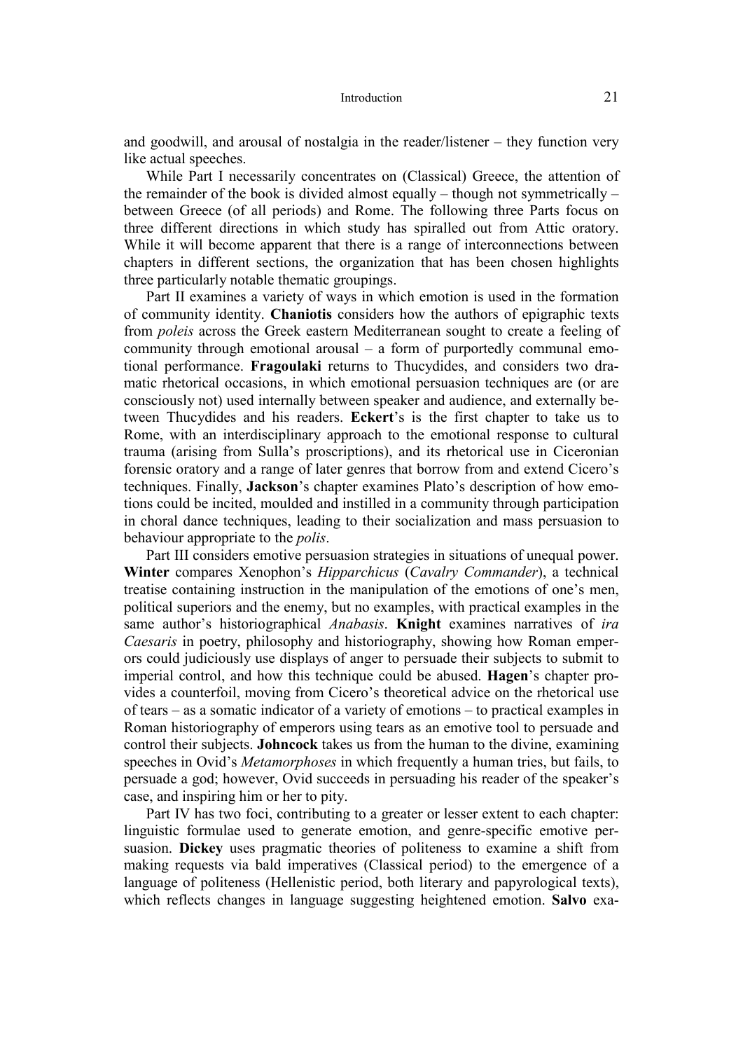and goodwill, and arousal of nostalgia in the reader/listener – they function very like actual speeches.

While Part I necessarily concentrates on (Classical) Greece, the attention of the remainder of the book is divided almost equally – though not symmetrically – between Greece (of all periods) and Rome. The following three Parts focus on three different directions in which study has spiralled out from Attic oratory. While it will become apparent that there is a range of interconnections between chapters in different sections, the organization that has been chosen highlights three particularly notable thematic groupings.

Part II examines a variety of ways in which emotion is used in the formation of community identity. **Chaniotis** considers how the authors of epigraphic texts from *poleis* across the Greek eastern Mediterranean sought to create a feeling of community through emotional arousal – a form of purportedly communal emotional performance. **Fragoulaki** returns to Thucydides, and considers two dramatic rhetorical occasions, in which emotional persuasion techniques are (or are consciously not) used internally between speaker and audience, and externally between Thucydides and his readers. **Eckert**'s is the first chapter to take us to Rome, with an interdisciplinary approach to the emotional response to cultural trauma (arising from Sulla's proscriptions), and its rhetorical use in Ciceronian forensic oratory and a range of later genres that borrow from and extend Cicero's techniques. Finally, **Jackson**'s chapter examines Plato's description of how emotions could be incited, moulded and instilled in a community through participation in choral dance techniques, leading to their socialization and mass persuasion to behaviour appropriate to the *polis*.

Part III considers emotive persuasion strategies in situations of unequal power. **Winter** compares Xenophon's *Hipparchicus* (*Cavalry Commander*), a technical treatise containing instruction in the manipulation of the emotions of one's men, political superiors and the enemy, but no examples, with practical examples in the same author's historiographical *Anabasis*. **Knight** examines narratives of *ira Caesaris* in poetry, philosophy and historiography, showing how Roman emperors could judiciously use displays of anger to persuade their subjects to submit to imperial control, and how this technique could be abused. **Hagen**'s chapter provides a counterfoil, moving from Cicero's theoretical advice on the rhetorical use of tears – as a somatic indicator of a variety of emotions – to practical examples in Roman historiography of emperors using tears as an emotive tool to persuade and control their subjects. **Johncock** takes us from the human to the divine, examining speeches in Ovid's *Metamorphoses* in which frequently a human tries, but fails, to persuade a god; however, Ovid succeeds in persuading his reader of the speaker's case, and inspiring him or her to pity.

Part IV has two foci, contributing to a greater or lesser extent to each chapter: linguistic formulae used to generate emotion, and genre-specific emotive persuasion. **Dickey** uses pragmatic theories of politeness to examine a shift from making requests via bald imperatives (Classical period) to the emergence of a language of politeness (Hellenistic period, both literary and papyrological texts), which reflects changes in language suggesting heightened emotion. **Salvo** exa-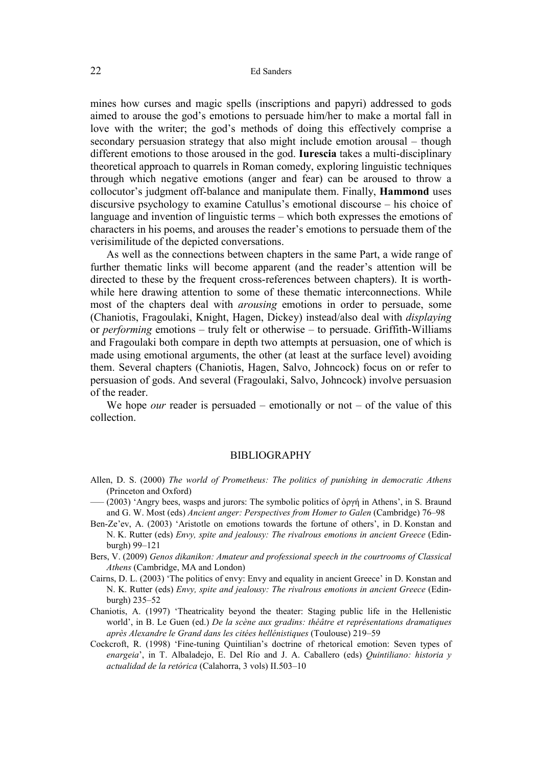mines how curses and magic spells (inscriptions and papyri) addressed to gods aimed to arouse the god's emotions to persuade him/her to make a mortal fall in love with the writer; the god's methods of doing this effectively comprise a secondary persuasion strategy that also might include emotion arousal – though different emotions to those aroused in the god. **Iurescia** takes a multi-disciplinary theoretical approach to quarrels in Roman comedy, exploring linguistic techniques through which negative emotions (anger and fear) can be aroused to throw a collocutor's judgment off-balance and manipulate them. Finally, **Hammond** uses discursive psychology to examine Catullus's emotional discourse – his choice of language and invention of linguistic terms – which both expresses the emotions of characters in his poems, and arouses the reader's emotions to persuade them of the verisimilitude of the depicted conversations.

As well as the connections between chapters in the same Part, a wide range of further thematic links will become apparent (and the reader's attention will be directed to these by the frequent cross-references between chapters). It is worthwhile here drawing attention to some of these thematic interconnections. While most of the chapters deal with *arousing* emotions in order to persuade, some (Chaniotis, Fragoulaki, Knight, Hagen, Dickey) instead/also deal with *displaying* or *performing* emotions – truly felt or otherwise – to persuade. Griffith-Williams and Fragoulaki both compare in depth two attempts at persuasion, one of which is made using emotional arguments, the other (at least at the surface level) avoiding them. Several chapters (Chaniotis, Hagen, Salvo, Johncock) focus on or refer to persuasion of gods. And several (Fragoulaki, Salvo, Johncock) involve persuasion of the reader.

We hope *our* reader is persuaded – emotionally or not – of the value of this collection.

## BIBLIOGRAPHY

Allen, D. S. (2000) *The world of Prometheus: The politics of punishing in democratic Athens* (Princeton and Oxford)

—— (2003) 'Angry bees, wasps and jurors: The symbolic politics of ὀργή in Athens', in S. Braund and G. W. Most (eds) *Ancient anger: Perspectives from Homer to Galen* (Cambridge) 76–98

Ben-Ze'ev, A. (2003) 'Aristotle on emotions towards the fortune of others', in D. Konstan and N. K. Rutter (eds) *Envy, spite and jealousy: The rivalrous emotions in ancient Greece* (Edinburgh) 99–121

Bers, V. (2009) *Genos dikanikon: Amateur and professional speech in the courtrooms of Classical Athens* (Cambridge, MA and London)

Cairns, D. L. (2003) 'The politics of envy: Envy and equality in ancient Greece' in D. Konstan and N. K. Rutter (eds) *Envy, spite and jealousy: The rivalrous emotions in ancient Greece* (Edinburgh) 235–52

Chaniotis, A. (1997) 'Theatricality beyond the theater: Staging public life in the Hellenistic world', in B. Le Guen (ed.) *De la scène aux gradins: théâtre et représentations dramatiques après Alexandre le Grand dans les citées hellénistiques* (Toulouse) 219–59

Cockcroft, R. (1998) 'Fine-tuning Quintilian's doctrine of rhetorical emotion: Seven types of *enargeia*', in T. Albaladejo, E. Del Río and J. A. Caballero (eds) *Quintiliano: historia y actualidad de la retórica* (Calahorra, 3 vols) II.503–10